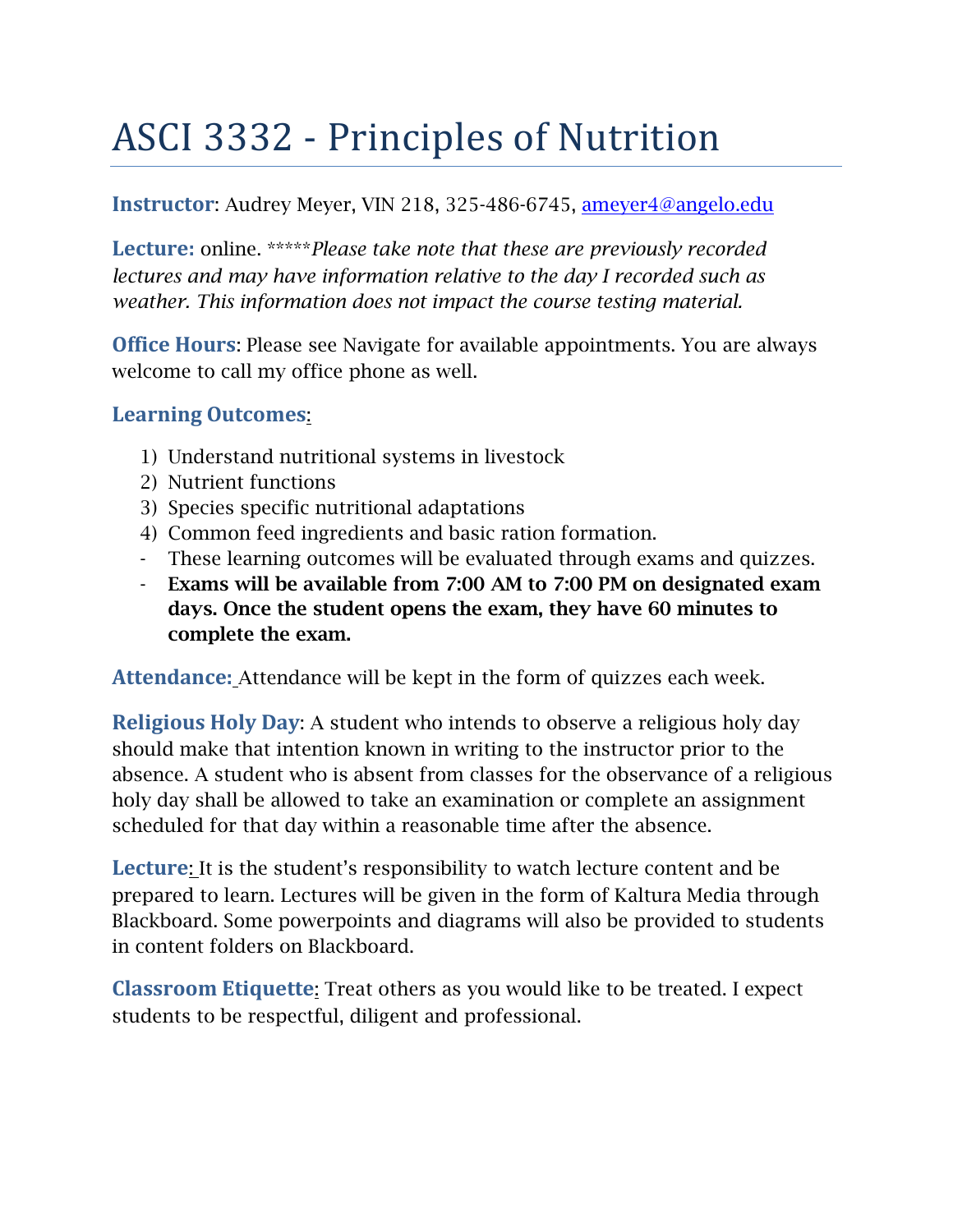# ASCI 3332 - Principles of Nutrition

**Instructor**: Audrey Meyer, VIN 218, 325-486-6745, [ameyer4@angelo.edu](mailto:ameyer4@angelo.edu)

**Lecture:** online. *****Please take note that these are previously recorded lectures and may have information relative to the day I recorded such as weather. This information does not impact the course testing material.*

**Office Hours**: Please see Navigate for available appointments. You are always welcome to call my office phone as well.

**Learning Outcomes**:

1) Understand nutritional systems in livestock
2) Nutrient functions
3) Species specific nutritional adaptations
4) Common feed ingredients and basic ration formation.

- These learning outcomes will be evaluated through exams and quizzes.
- **Exams will be available from 7:00 AM to 7:00 PM on designated exam days. Once the student opens the exam, they have 60 minutes to complete the exam.**

**Attendance:** Attendance will be kept in the form of quizzes each week.

**Religious Holy Day**: A student who intends to observe a religious holy day should make that intention known in writing to the instructor prior to the absence. A student who is absent from classes for the observance of a religious holy day shall be allowed to take an examination or complete an assignment scheduled for that day within a reasonable time after the absence.

**Lecture**: It is the student's responsibility to watch lecture content and be prepared to learn. Lectures will be given in the form of Kaltura Media through Blackboard. Some powerpoints and diagrams will also be provided to students in content folders on Blackboard.

**Classroom Etiquette**: Treat others as you would like to be treated. I expect students to be respectful, diligent and professional.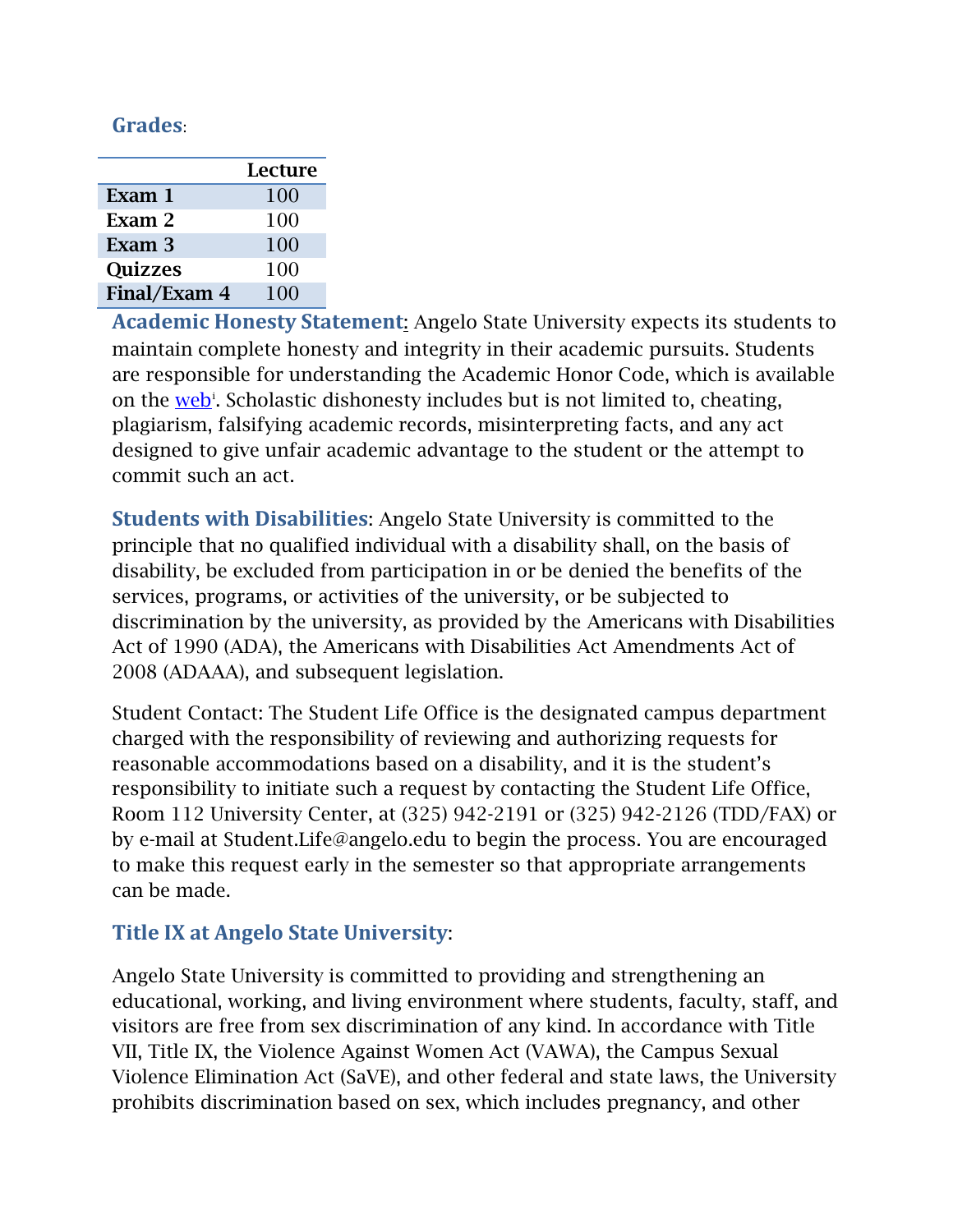**Grades**:

| | Lecture |
|---|---|
| **Exam 1** | 100 |
| **Exam 2** | 100 |
| **Exam 3** | 100 |
| **Quizzes** | 100 |
| **Final/Exam 4** | 100 |

**Academic Honesty Statement**: Angelo State University expects its students to maintain complete honesty and integrity in their academic pursuits. Students are responsible for understanding the Academic Honor Code, which is available on the web[i]. Scholastic dishonesty includes but is not limited to, cheating, plagiarism, falsifying academic records, misinterpreting facts, and any act designed to give unfair academic advantage to the student or the attempt to commit such an act.

**Students with Disabilities**: Angelo State University is committed to the principle that no qualified individual with a disability shall, on the basis of disability, be excluded from participation in or be denied the benefits of the services, programs, or activities of the university, or be subjected to discrimination by the university, as provided by the Americans with Disabilities Act of 1990 (ADA), the Americans with Disabilities Act Amendments Act of 2008 (ADAAA), and subsequent legislation.

Student Contact: The Student Life Office is the designated campus department charged with the responsibility of reviewing and authorizing requests for reasonable accommodations based on a disability, and it is the student's responsibility to initiate such a request by contacting the Student Life Office, Room 112 University Center, at (325) 942-2191 or (325) 942-2126 (TDD/FAX) or by e-mail at Student.Life@angelo.edu to begin the process. You are encouraged to make this request early in the semester so that appropriate arrangements can be made.

**Title IX at Angelo State University**:

Angelo State University is committed to providing and strengthening an educational, working, and living environment where students, faculty, staff, and visitors are free from sex discrimination of any kind. In accordance with Title VII, Title IX, the Violence Against Women Act (VAWA), the Campus Sexual Violence Elimination Act (SaVE), and other federal and state laws, the University prohibits discrimination based on sex, which includes pregnancy, and other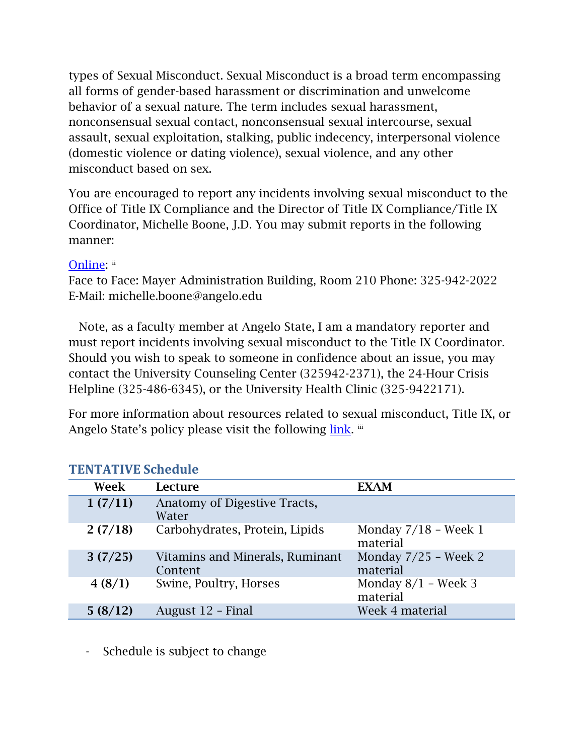types of Sexual Misconduct. Sexual Misconduct is a broad term encompassing all forms of gender-based harassment or discrimination and unwelcome behavior of a sexual nature. The term includes sexual harassment, nonconsensual sexual contact, nonconsensual sexual intercourse, sexual assault, sexual exploitation, stalking, public indecency, interpersonal violence (domestic violence or dating violence), sexual violence, and any other misconduct based on sex.

You are encouraged to report any incidents involving sexual misconduct to the Office of Title IX Compliance and the Director of Title IX Compliance/Title IX Coordinator, Michelle Boone, J.D. You may submit reports in the following manner:

Online: [ii]
Face to Face: Mayer Administration Building, Room 210 Phone: 325-942-2022
E-Mail: michelle.boone@angelo.edu

Note, as a faculty member at Angelo State, I am a mandatory reporter and must report incidents involving sexual misconduct to the Title IX Coordinator. Should you wish to speak to someone in confidence about an issue, you may contact the University Counseling Center (325942-2371), the 24-Hour Crisis Helpline (325-486-6345), or the University Health Clinic (325-9422171).

For more information about resources related to sexual misconduct, Title IX, or Angelo State's policy please visit the following link. [iii]

## TENTATIVE Schedule

| Week | Lecture | EXAM |
|---|---|---|
| **1 (7/11)** | Anatomy of Digestive Tracts, Water | |
| **2 (7/18)** | Carbohydrates, Protein, Lipids | Monday 7/18 – Week 1 material |
| **3 (7/25)** | Vitamins and Minerals, Ruminant Content | Monday 7/25 – Week 2 material |
| **4 (8/1)** | Swine, Poultry, Horses | Monday 8/1 – Week 3 material |
| **5 (8/12)** | August 12 – Final | Week 4 material |

- Schedule is subject to change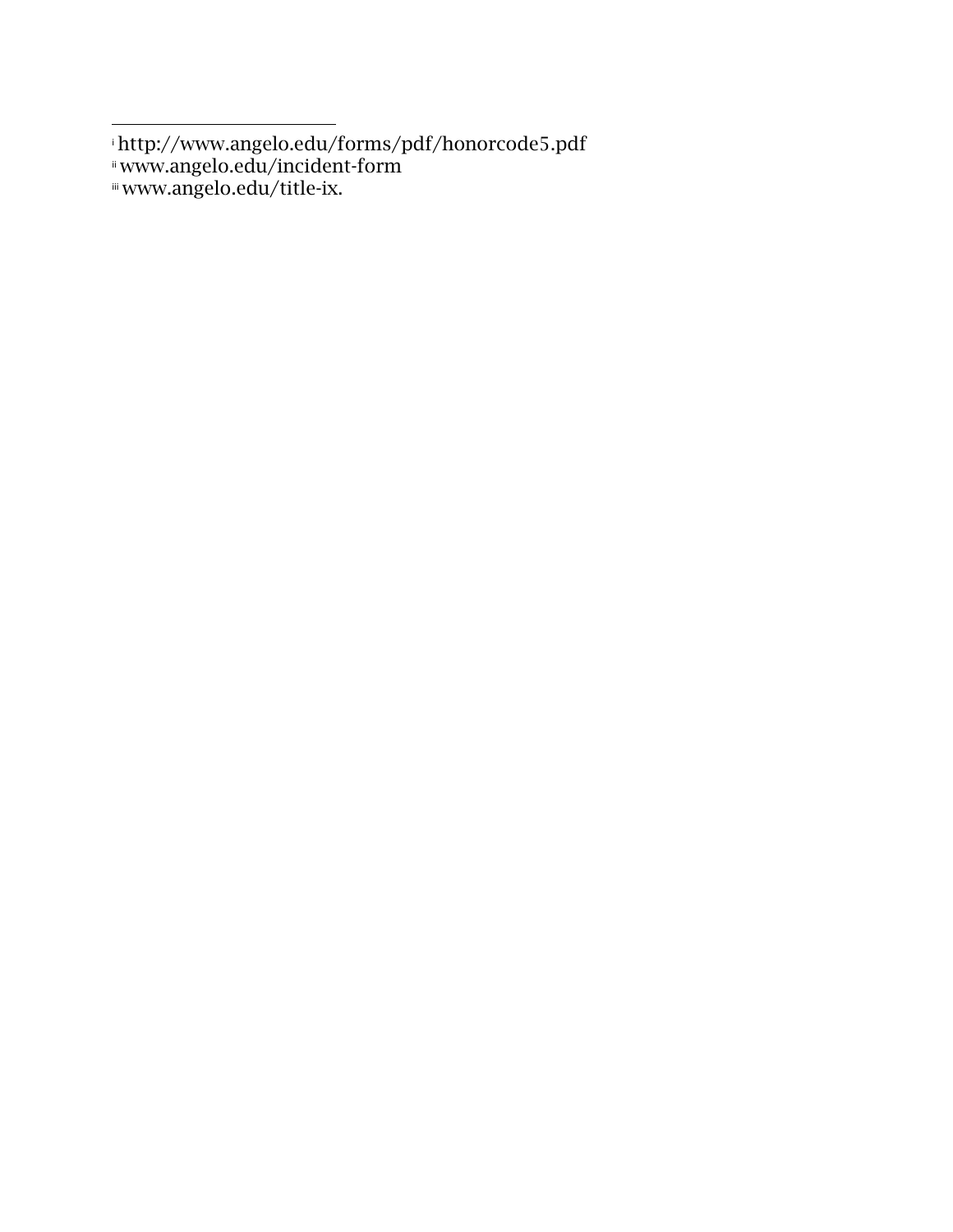---

[i] http://www.angelo.edu/forms/pdf/honorcode5.pdf
[ii] www.angelo.edu/incident-form
[iii] www.angelo.edu/title-ix.